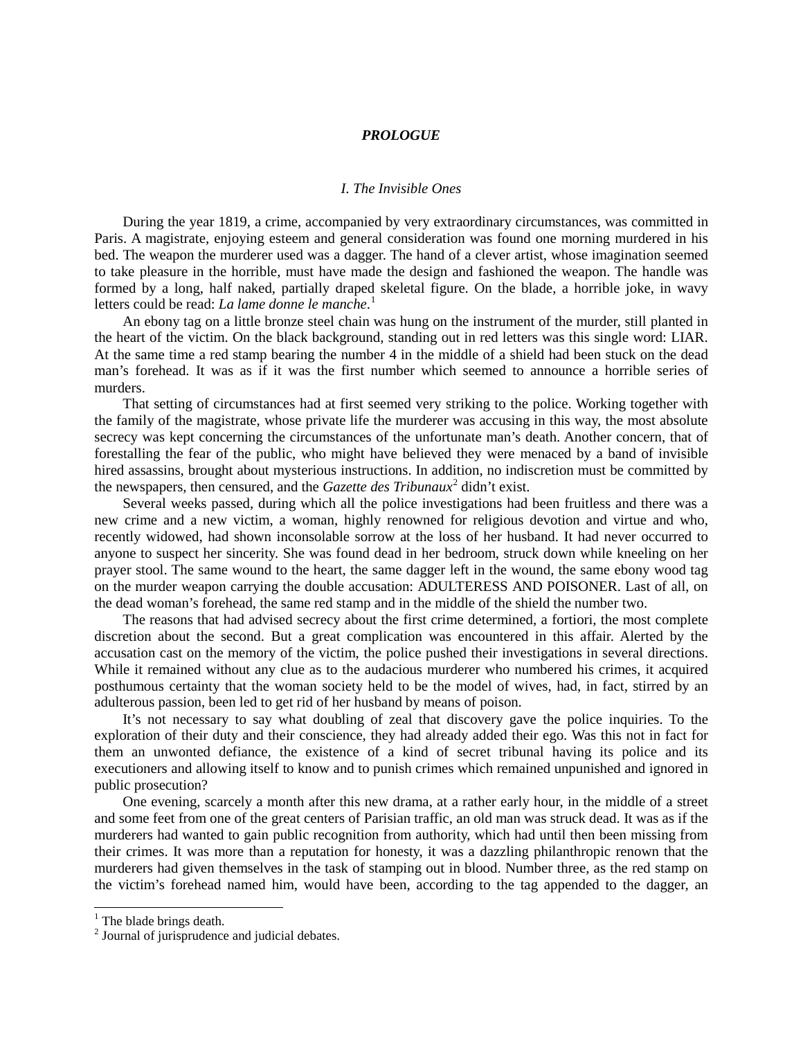# *PROLOGUE*

## *I. The Invisible Ones*

During the year 1819, a crime, accompanied by very extraordinary circumstances, was committed in Paris. A magistrate, enjoying esteem and general consideration was found one morning murdered in his bed. The weapon the murderer used was a dagger. The hand of a clever artist, whose imagination seemed to take pleasure in the horrible, must have made the design and fashioned the weapon. The handle was formed by a long, half naked, partially draped skeletal figure. On the blade, a horrible joke, in wavy letters could be read: *La lame donne le manche*.[1]

An ebony tag on a little bronze steel chain was hung on the instrument of the murder, still planted in the heart of the victim. On the black background, standing out in red letters was this single word: LIAR. At the same time a red stamp bearing the number 4 in the middle of a shield had been stuck on the dead man's forehead. It was as if it was the first number which seemed to announce a horrible series of murders.

That setting of circumstances had at first seemed very striking to the police. Working together with the family of the magistrate, whose private life the murderer was accusing in this way, the most absolute secrecy was kept concerning the circumstances of the unfortunate man's death. Another concern, that of forestalling the fear of the public, who might have believed they were menaced by a band of invisible hired assassins, brought about mysterious instructions. In addition, no indiscretion must be committed by the newspapers, then censured, and the *Gazette des Tribunaux*[2] didn't exist.

Several weeks passed, during which all the police investigations had been fruitless and there was a new crime and a new victim, a woman, highly renowned for religious devotion and virtue and who, recently widowed, had shown inconsolable sorrow at the loss of her husband. It had never occurred to anyone to suspect her sincerity. She was found dead in her bedroom, struck down while kneeling on her prayer stool. The same wound to the heart, the same dagger left in the wound, the same ebony wood tag on the murder weapon carrying the double accusation: ADULTERESS AND POISONER. Last of all, on the dead woman's forehead, the same red stamp and in the middle of the shield the number two.

The reasons that had advised secrecy about the first crime determined, a fortiori, the most complete discretion about the second. But a great complication was encountered in this affair. Alerted by the accusation cast on the memory of the victim, the police pushed their investigations in several directions. While it remained without any clue as to the audacious murderer who numbered his crimes, it acquired posthumous certainty that the woman society held to be the model of wives, had, in fact, stirred by an adulterous passion, been led to get rid of her husband by means of poison.

It's not necessary to say what doubling of zeal that discovery gave the police inquiries. To the exploration of their duty and their conscience, they had already added their ego. Was this not in fact for them an unwonted defiance, the existence of a kind of secret tribunal having its police and its executioners and allowing itself to know and to punish crimes which remained unpunished and ignored in public prosecution?

One evening, scarcely a month after this new drama, at a rather early hour, in the middle of a street and some feet from one of the great centers of Parisian traffic, an old man was struck dead. It was as if the murderers had wanted to gain public recognition from authority, which had until then been missing from their crimes. It was more than a reputation for honesty, it was a dazzling philanthropic renown that the murderers had given themselves in the task of stamping out in blood. Number three, as the red stamp on the victim's forehead named him, would have been, according to the tag appended to the dagger, an

---

[1] The blade brings death.

[2] Journal of jurisprudence and judicial debates.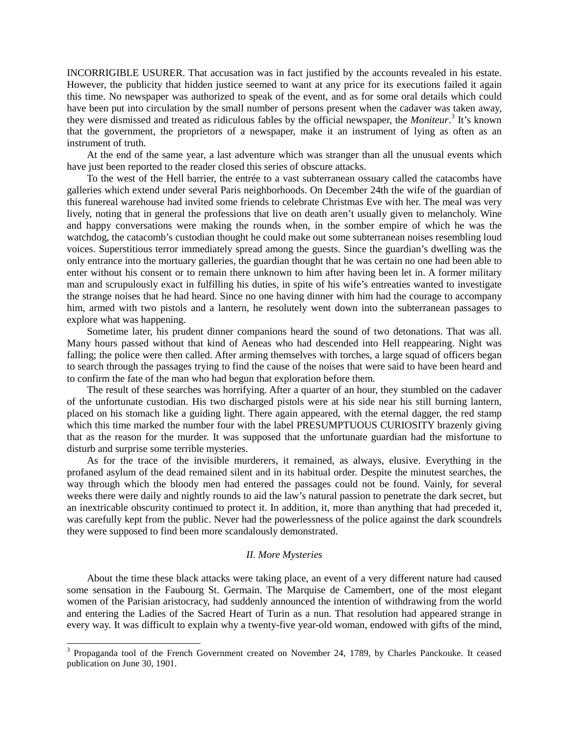INCORRIGIBLE USURER. That accusation was in fact justified by the accounts revealed in his estate. However, the publicity that hidden justice seemed to want at any price for its executions failed it again this time. No newspaper was authorized to speak of the event, and as for some oral details which could have been put into circulation by the small number of persons present when the cadaver was taken away, they were dismissed and treated as ridiculous fables by the official newspaper, the *Moniteur*.[3] It's known that the government, the proprietors of a newspaper, make it an instrument of lying as often as an instrument of truth.

At the end of the same year, a last adventure which was stranger than all the unusual events which have just been reported to the reader closed this series of obscure attacks.

To the west of the Hell barrier, the entrée to a vast subterranean ossuary called the catacombs have galleries which extend under several Paris neighborhoods. On December 24th the wife of the guardian of this funereal warehouse had invited some friends to celebrate Christmas Eve with her. The meal was very lively, noting that in general the professions that live on death aren't usually given to melancholy. Wine and happy conversations were making the rounds when, in the somber empire of which he was the watchdog, the catacomb's custodian thought he could make out some subterranean noises resembling loud voices. Superstitious terror immediately spread among the guests. Since the guardian's dwelling was the only entrance into the mortuary galleries, the guardian thought that he was certain no one had been able to enter without his consent or to remain there unknown to him after having been let in. A former military man and scrupulously exact in fulfilling his duties, in spite of his wife's entreaties wanted to investigate the strange noises that he had heard. Since no one having dinner with him had the courage to accompany him, armed with two pistols and a lantern, he resolutely went down into the subterranean passages to explore what was happening.

Sometime later, his prudent dinner companions heard the sound of two detonations. That was all. Many hours passed without that kind of Aeneas who had descended into Hell reappearing. Night was falling; the police were then called. After arming themselves with torches, a large squad of officers began to search through the passages trying to find the cause of the noises that were said to have been heard and to confirm the fate of the man who had begun that exploration before them.

The result of these searches was horrifying. After a quarter of an hour, they stumbled on the cadaver of the unfortunate custodian. His two discharged pistols were at his side near his still burning lantern, placed on his stomach like a guiding light. There again appeared, with the eternal dagger, the red stamp which this time marked the number four with the label PRESUMPTUOUS CURIOSITY brazenly giving that as the reason for the murder. It was supposed that the unfortunate guardian had the misfortune to disturb and surprise some terrible mysteries.

As for the trace of the invisible murderers, it remained, as always, elusive. Everything in the profaned asylum of the dead remained silent and in its habitual order. Despite the minutest searches, the way through which the bloody men had entered the passages could not be found. Vainly, for several weeks there were daily and nightly rounds to aid the law's natural passion to penetrate the dark secret, but an inextricable obscurity continued to protect it. In addition, it, more than anything that had preceded it, was carefully kept from the public. Never had the powerlessness of the police against the dark scoundrels they were supposed to find been more scandalously demonstrated.

## *II. More Mysteries*

About the time these black attacks were taking place, an event of a very different nature had caused some sensation in the Faubourg St. Germain. The Marquise de Camembert, one of the most elegant women of the Parisian aristocracy, had suddenly announced the intention of withdrawing from the world and entering the Ladies of the Sacred Heart of Turin as a nun. That resolution had appeared strange in every way. It was difficult to explain why a twenty-five year-old woman, endowed with gifts of the mind,

---

[3] Propaganda tool of the French Government created on November 24, 1789, by Charles Panckouke. It ceased publication on June 30, 1901.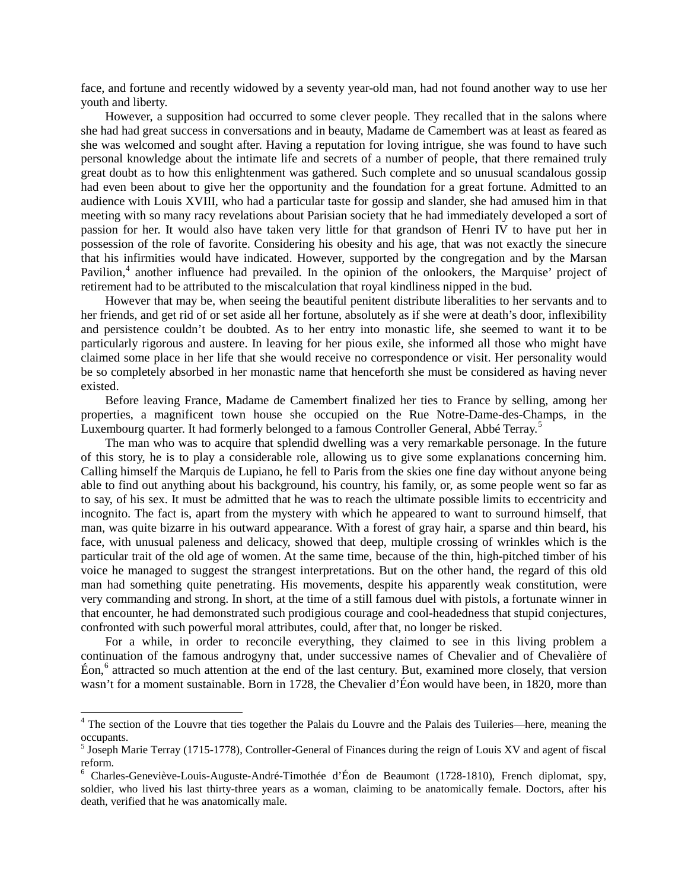face, and fortune and recently widowed by a seventy year-old man, had not found another way to use her youth and liberty.

However, a supposition had occurred to some clever people. They recalled that in the salons where she had had great success in conversations and in beauty, Madame de Camembert was at least as feared as she was welcomed and sought after. Having a reputation for loving intrigue, she was found to have such personal knowledge about the intimate life and secrets of a number of people, that there remained truly great doubt as to how this enlightenment was gathered. Such complete and so unusual scandalous gossip had even been about to give her the opportunity and the foundation for a great fortune. Admitted to an audience with Louis XVIII, who had a particular taste for gossip and slander, she had amused him in that meeting with so many racy revelations about Parisian society that he had immediately developed a sort of passion for her. It would also have taken very little for that grandson of Henri IV to have put her in possession of the role of favorite. Considering his obesity and his age, that was not exactly the sinecure that his infirmities would have indicated. However, supported by the congregation and by the Marsan Pavilion,[4] another influence had prevailed. In the opinion of the onlookers, the Marquise' project of retirement had to be attributed to the miscalculation that royal kindliness nipped in the bud.

However that may be, when seeing the beautiful penitent distribute liberalities to her servants and to her friends, and get rid of or set aside all her fortune, absolutely as if she were at death's door, inflexibility and persistence couldn't be doubted. As to her entry into monastic life, she seemed to want it to be particularly rigorous and austere. In leaving for her pious exile, she informed all those who might have claimed some place in her life that she would receive no correspondence or visit. Her personality would be so completely absorbed in her monastic name that henceforth she must be considered as having never existed.

Before leaving France, Madame de Camembert finalized her ties to France by selling, among her properties, a magnificent town house she occupied on the Rue Notre-Dame-des-Champs, in the Luxembourg quarter. It had formerly belonged to a famous Controller General, Abbé Terray.[5]

The man who was to acquire that splendid dwelling was a very remarkable personage. In the future of this story, he is to play a considerable role, allowing us to give some explanations concerning him. Calling himself the Marquis de Lupiano, he fell to Paris from the skies one fine day without anyone being able to find out anything about his background, his country, his family, or, as some people went so far as to say, of his sex. It must be admitted that he was to reach the ultimate possible limits to eccentricity and incognito. The fact is, apart from the mystery with which he appeared to want to surround himself, that man, was quite bizarre in his outward appearance. With a forest of gray hair, a sparse and thin beard, his face, with unusual paleness and delicacy, showed that deep, multiple crossing of wrinkles which is the particular trait of the old age of women. At the same time, because of the thin, high-pitched timber of his voice he managed to suggest the strangest interpretations. But on the other hand, the regard of this old man had something quite penetrating. His movements, despite his apparently weak constitution, were very commanding and strong. In short, at the time of a still famous duel with pistols, a fortunate winner in that encounter, he had demonstrated such prodigious courage and cool-headedness that stupid conjectures, confronted with such powerful moral attributes, could, after that, no longer be risked.

For a while, in order to reconcile everything, they claimed to see in this living problem a continuation of the famous androgyny that, under successive names of Chevalier and of Chevalière of Éon,[6] attracted so much attention at the end of the last century. But, examined more closely, that version wasn't for a moment sustainable. Born in 1728, the Chevalier d'Éon would have been, in 1820, more than

---

[4] The section of the Louvre that ties together the Palais du Louvre and the Palais des Tuileries—here, meaning the occupants.

[5] Joseph Marie Terray (1715-1778), Controller-General of Finances during the reign of Louis XV and agent of fiscal reform.

[6] Charles-Geneviève-Louis-Auguste-André-Timothée d'Éon de Beaumont (1728-1810), French diplomat, spy, soldier, who lived his last thirty-three years as a woman, claiming to be anatomically female. Doctors, after his death, verified that he was anatomically male.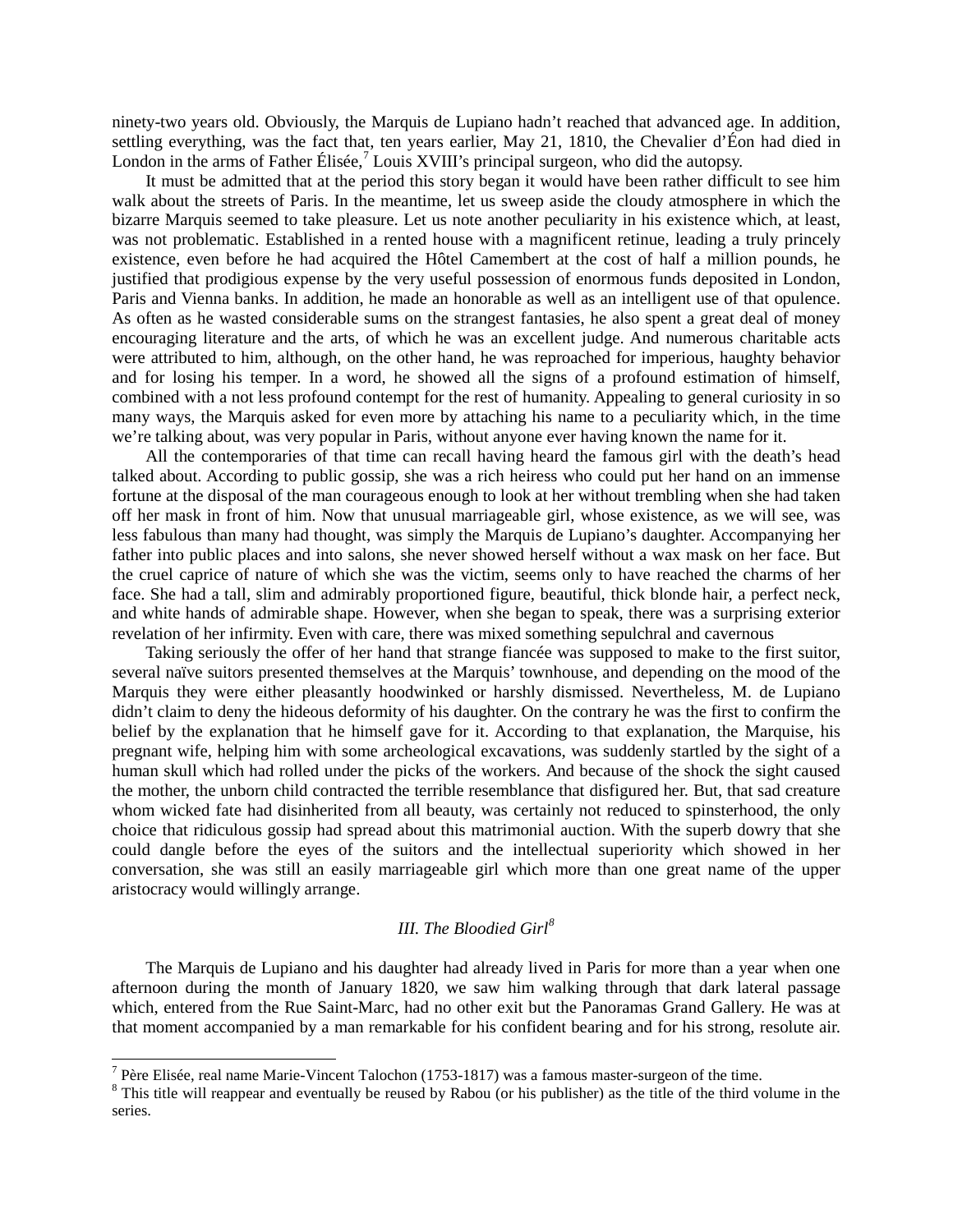ninety-two years old. Obviously, the Marquis de Lupiano hadn't reached that advanced age. In addition, settling everything, was the fact that, ten years earlier, May 21, 1810, the Chevalier d'Éon had died in London in the arms of Father Élisée,[7] Louis XVIII's principal surgeon, who did the autopsy.

It must be admitted that at the period this story began it would have been rather difficult to see him walk about the streets of Paris. In the meantime, let us sweep aside the cloudy atmosphere in which the bizarre Marquis seemed to take pleasure. Let us note another peculiarity in his existence which, at least, was not problematic. Established in a rented house with a magnificent retinue, leading a truly princely existence, even before he had acquired the Hôtel Camembert at the cost of half a million pounds, he justified that prodigious expense by the very useful possession of enormous funds deposited in London, Paris and Vienna banks. In addition, he made an honorable as well as an intelligent use of that opulence. As often as he wasted considerable sums on the strangest fantasies, he also spent a great deal of money encouraging literature and the arts, of which he was an excellent judge. And numerous charitable acts were attributed to him, although, on the other hand, he was reproached for imperious, haughty behavior and for losing his temper. In a word, he showed all the signs of a profound estimation of himself, combined with a not less profound contempt for the rest of humanity. Appealing to general curiosity in so many ways, the Marquis asked for even more by attaching his name to a peculiarity which, in the time we're talking about, was very popular in Paris, without anyone ever having known the name for it.

All the contemporaries of that time can recall having heard the famous girl with the death's head talked about. According to public gossip, she was a rich heiress who could put her hand on an immense fortune at the disposal of the man courageous enough to look at her without trembling when she had taken off her mask in front of him. Now that unusual marriageable girl, whose existence, as we will see, was less fabulous than many had thought, was simply the Marquis de Lupiano's daughter. Accompanying her father into public places and into salons, she never showed herself without a wax mask on her face. But the cruel caprice of nature of which she was the victim, seems only to have reached the charms of her face. She had a tall, slim and admirably proportioned figure, beautiful, thick blonde hair, a perfect neck, and white hands of admirable shape. However, when she began to speak, there was a surprising exterior revelation of her infirmity. Even with care, there was mixed something sepulchral and cavernous

Taking seriously the offer of her hand that strange fiancée was supposed to make to the first suitor, several naïve suitors presented themselves at the Marquis' townhouse, and depending on the mood of the Marquis they were either pleasantly hoodwinked or harshly dismissed. Nevertheless, M. de Lupiano didn't claim to deny the hideous deformity of his daughter. On the contrary he was the first to confirm the belief by the explanation that he himself gave for it. According to that explanation, the Marquise, his pregnant wife, helping him with some archeological excavations, was suddenly startled by the sight of a human skull which had rolled under the picks of the workers. And because of the shock the sight caused the mother, the unborn child contracted the terrible resemblance that disfigured her. But, that sad creature whom wicked fate had disinherited from all beauty, was certainly not reduced to spinsterhood, the only choice that ridiculous gossip had spread about this matrimonial auction. With the superb dowry that she could dangle before the eyes of the suitors and the intellectual superiority which showed in her conversation, she was still an easily marriageable girl which more than one great name of the upper aristocracy would willingly arrange.

### *III. The Bloodied Girl*[8]

The Marquis de Lupiano and his daughter had already lived in Paris for more than a year when one afternoon during the month of January 1820, we saw him walking through that dark lateral passage which, entered from the Rue Saint-Marc, had no other exit but the Panoramas Grand Gallery. He was at that moment accompanied by a man remarkable for his confident bearing and for his strong, resolute air.

---

[7] Père Elisée, real name Marie-Vincent Talochon (1753-1817) was a famous master-surgeon of the time.

[8] This title will reappear and eventually be reused by Rabou (or his publisher) as the title of the third volume in the series.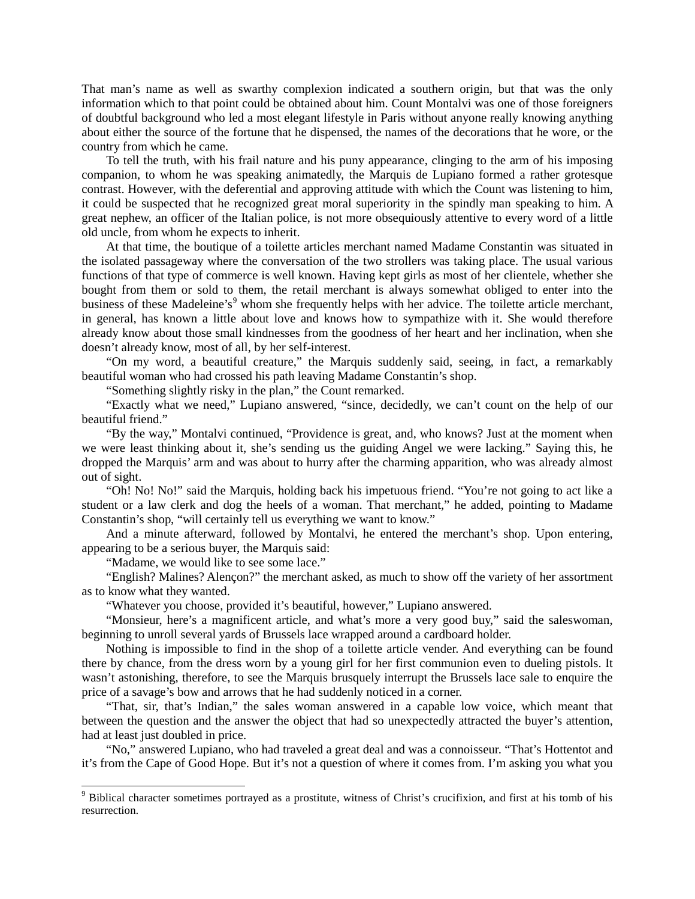That man's name as well as swarthy complexion indicated a southern origin, but that was the only information which to that point could be obtained about him. Count Montalvi was one of those foreigners of doubtful background who led a most elegant lifestyle in Paris without anyone really knowing anything about either the source of the fortune that he dispensed, the names of the decorations that he wore, or the country from which he came.

To tell the truth, with his frail nature and his puny appearance, clinging to the arm of his imposing companion, to whom he was speaking animatedly, the Marquis de Lupiano formed a rather grotesque contrast. However, with the deferential and approving attitude with which the Count was listening to him, it could be suspected that he recognized great moral superiority in the spindly man speaking to him. A great nephew, an officer of the Italian police, is not more obsequiously attentive to every word of a little old uncle, from whom he expects to inherit.

At that time, the boutique of a toilette articles merchant named Madame Constantin was situated in the isolated passageway where the conversation of the two strollers was taking place. The usual various functions of that type of commerce is well known. Having kept girls as most of her clientele, whether she bought from them or sold to them, the retail merchant is always somewhat obliged to enter into the business of these Madeleine's[9] whom she frequently helps with her advice. The toilette article merchant, in general, has known a little about love and knows how to sympathize with it. She would therefore already know about those small kindnesses from the goodness of her heart and her inclination, when she doesn't already know, most of all, by her self-interest.

"On my word, a beautiful creature," the Marquis suddenly said, seeing, in fact, a remarkably beautiful woman who had crossed his path leaving Madame Constantin's shop.

"Something slightly risky in the plan," the Count remarked.

"Exactly what we need," Lupiano answered, "since, decidedly, we can't count on the help of our beautiful friend."

"By the way," Montalvi continued, "Providence is great, and, who knows? Just at the moment when we were least thinking about it, she's sending us the guiding Angel we were lacking." Saying this, he dropped the Marquis' arm and was about to hurry after the charming apparition, who was already almost out of sight.

"Oh! No! No!" said the Marquis, holding back his impetuous friend. "You're not going to act like a student or a law clerk and dog the heels of a woman. That merchant," he added, pointing to Madame Constantin's shop, "will certainly tell us everything we want to know."

And a minute afterward, followed by Montalvi, he entered the merchant's shop. Upon entering, appearing to be a serious buyer, the Marquis said:

"Madame, we would like to see some lace."

"English? Malines? Alençon?" the merchant asked, as much to show off the variety of her assortment as to know what they wanted.

"Whatever you choose, provided it's beautiful, however," Lupiano answered.

"Monsieur, here's a magnificent article, and what's more a very good buy," said the saleswoman, beginning to unroll several yards of Brussels lace wrapped around a cardboard holder.

Nothing is impossible to find in the shop of a toilette article vender. And everything can be found there by chance, from the dress worn by a young girl for her first communion even to dueling pistols. It wasn't astonishing, therefore, to see the Marquis brusquely interrupt the Brussels lace sale to enquire the price of a savage's bow and arrows that he had suddenly noticed in a corner.

"That, sir, that's Indian," the sales woman answered in a capable low voice, which meant that between the question and the answer the object that had so unexpectedly attracted the buyer's attention, had at least just doubled in price.

"No," answered Lupiano, who had traveled a great deal and was a connoisseur. "That's Hottentot and it's from the Cape of Good Hope. But it's not a question of where it comes from. I'm asking you what you

---

[9] Biblical character sometimes portrayed as a prostitute, witness of Christ's crucifixion, and first at his tomb of his resurrection.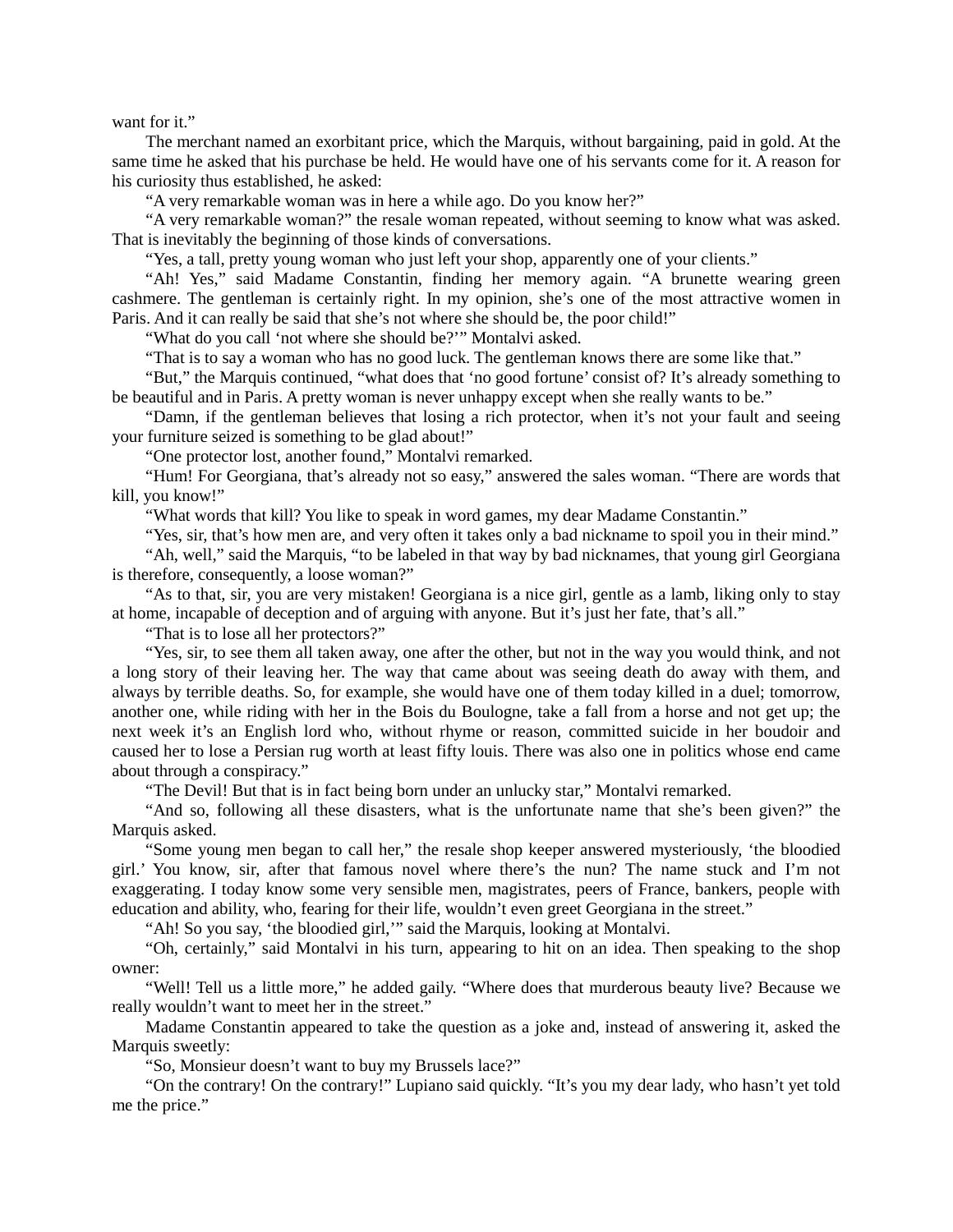want for it."

The merchant named an exorbitant price, which the Marquis, without bargaining, paid in gold. At the same time he asked that his purchase be held. He would have one of his servants come for it. A reason for his curiosity thus established, he asked:

"A very remarkable woman was in here a while ago. Do you know her?"

"A very remarkable woman?" the resale woman repeated, without seeming to know what was asked. That is inevitably the beginning of those kinds of conversations.

"Yes, a tall, pretty young woman who just left your shop, apparently one of your clients."

"Ah! Yes," said Madame Constantin, finding her memory again. "A brunette wearing green cashmere. The gentleman is certainly right. In my opinion, she's one of the most attractive women in Paris. And it can really be said that she's not where she should be, the poor child!"

"What do you call 'not where she should be?'" Montalvi asked.

"That is to say a woman who has no good luck. The gentleman knows there are some like that."

"But," the Marquis continued, "what does that 'no good fortune' consist of? It's already something to be beautiful and in Paris. A pretty woman is never unhappy except when she really wants to be."

"Damn, if the gentleman believes that losing a rich protector, when it's not your fault and seeing your furniture seized is something to be glad about!"

"One protector lost, another found," Montalvi remarked.

"Hum! For Georgiana, that's already not so easy," answered the sales woman. "There are words that kill, you know!"

"What words that kill? You like to speak in word games, my dear Madame Constantin."

"Yes, sir, that's how men are, and very often it takes only a bad nickname to spoil you in their mind."

"Ah, well," said the Marquis, "to be labeled in that way by bad nicknames, that young girl Georgiana is therefore, consequently, a loose woman?"

"As to that, sir, you are very mistaken! Georgiana is a nice girl, gentle as a lamb, liking only to stay at home, incapable of deception and of arguing with anyone. But it's just her fate, that's all."

"That is to lose all her protectors?"

"Yes, sir, to see them all taken away, one after the other, but not in the way you would think, and not a long story of their leaving her. The way that came about was seeing death do away with them, and always by terrible deaths. So, for example, she would have one of them today killed in a duel; tomorrow, another one, while riding with her in the Bois du Boulogne, take a fall from a horse and not get up; the next week it's an English lord who, without rhyme or reason, committed suicide in her boudoir and caused her to lose a Persian rug worth at least fifty louis. There was also one in politics whose end came about through a conspiracy."

"The Devil! But that is in fact being born under an unlucky star," Montalvi remarked.

"And so, following all these disasters, what is the unfortunate name that she's been given?" the Marquis asked.

"Some young men began to call her," the resale shop keeper answered mysteriously, 'the bloodied girl.' You know, sir, after that famous novel where there's the nun? The name stuck and I'm not exaggerating. I today know some very sensible men, magistrates, peers of France, bankers, people with education and ability, who, fearing for their life, wouldn't even greet Georgiana in the street."

"Ah! So you say, 'the bloodied girl,'" said the Marquis, looking at Montalvi.

"Oh, certainly," said Montalvi in his turn, appearing to hit on an idea. Then speaking to the shop owner:

"Well! Tell us a little more," he added gaily. "Where does that murderous beauty live? Because we really wouldn't want to meet her in the street."

Madame Constantin appeared to take the question as a joke and, instead of answering it, asked the Marquis sweetly:

"So, Monsieur doesn't want to buy my Brussels lace?"

"On the contrary! On the contrary!" Lupiano said quickly. "It's you my dear lady, who hasn't yet told me the price."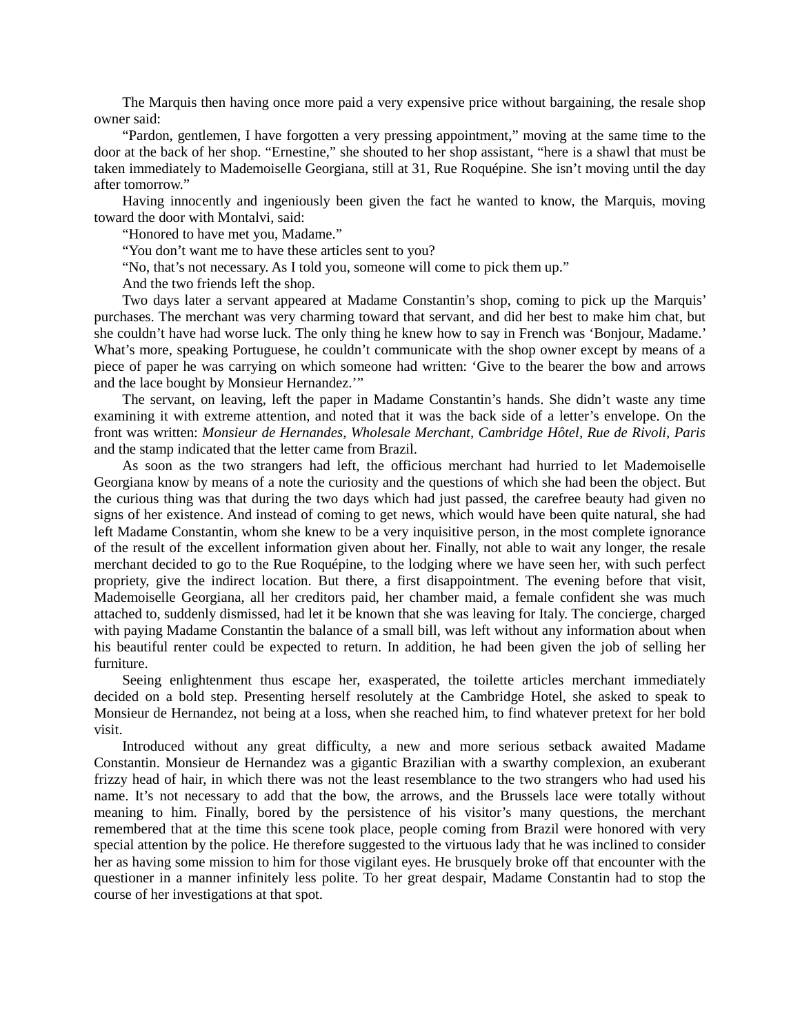The Marquis then having once more paid a very expensive price without bargaining, the resale shop owner said:

“Pardon, gentlemen, I have forgotten a very pressing appointment,” moving at the same time to the door at the back of her shop. “Ernestine,” she shouted to her shop assistant, “here is a shawl that must be taken immediately to Mademoiselle Georgiana, still at 31, Rue Roquépine. She isn’t moving until the day after tomorrow.”

Having innocently and ingeniously been given the fact he wanted to know, the Marquis, moving toward the door with Montalvi, said:

“Honored to have met you, Madame.”

“You don’t want me to have these articles sent to you?

“No, that’s not necessary. As I told you, someone will come to pick them up.”

And the two friends left the shop.

Two days later a servant appeared at Madame Constantin’s shop, coming to pick up the Marquis’ purchases. The merchant was very charming toward that servant, and did her best to make him chat, but she couldn’t have had worse luck. The only thing he knew how to say in French was ‘Bonjour, Madame.’ What’s more, speaking Portuguese, he couldn’t communicate with the shop owner except by means of a piece of paper he was carrying on which someone had written: ‘Give to the bearer the bow and arrows and the lace bought by Monsieur Hernandez.’”

The servant, on leaving, left the paper in Madame Constantin’s hands. She didn’t waste any time examining it with extreme attention, and noted that it was the back side of a letter’s envelope. On the front was written: *Monsieur de Hernandes, Wholesale Merchant, Cambridge Hôtel, Rue de Rivoli, Paris* and the stamp indicated that the letter came from Brazil.

As soon as the two strangers had left, the officious merchant had hurried to let Mademoiselle Georgiana know by means of a note the curiosity and the questions of which she had been the object. But the curious thing was that during the two days which had just passed, the carefree beauty had given no signs of her existence. And instead of coming to get news, which would have been quite natural, she had left Madame Constantin, whom she knew to be a very inquisitive person, in the most complete ignorance of the result of the excellent information given about her. Finally, not able to wait any longer, the resale merchant decided to go to the Rue Roquépine, to the lodging where we have seen her, with such perfect propriety, give the indirect location. But there, a first disappointment. The evening before that visit, Mademoiselle Georgiana, all her creditors paid, her chamber maid, a female confident she was much attached to, suddenly dismissed, had let it be known that she was leaving for Italy. The concierge, charged with paying Madame Constantin the balance of a small bill, was left without any information about when his beautiful renter could be expected to return. In addition, he had been given the job of selling her furniture.

Seeing enlightenment thus escape her, exasperated, the toilette articles merchant immediately decided on a bold step. Presenting herself resolutely at the Cambridge Hotel, she asked to speak to Monsieur de Hernandez, not being at a loss, when she reached him, to find whatever pretext for her bold visit.

Introduced without any great difficulty, a new and more serious setback awaited Madame Constantin. Monsieur de Hernandez was a gigantic Brazilian with a swarthy complexion, an exuberant frizzy head of hair, in which there was not the least resemblance to the two strangers who had used his name. It’s not necessary to add that the bow, the arrows, and the Brussels lace were totally without meaning to him. Finally, bored by the persistence of his visitor’s many questions, the merchant remembered that at the time this scene took place, people coming from Brazil were honored with very special attention by the police. He therefore suggested to the virtuous lady that he was inclined to consider her as having some mission to him for those vigilant eyes. He brusquely broke off that encounter with the questioner in a manner infinitely less polite. To her great despair, Madame Constantin had to stop the course of her investigations at that spot.